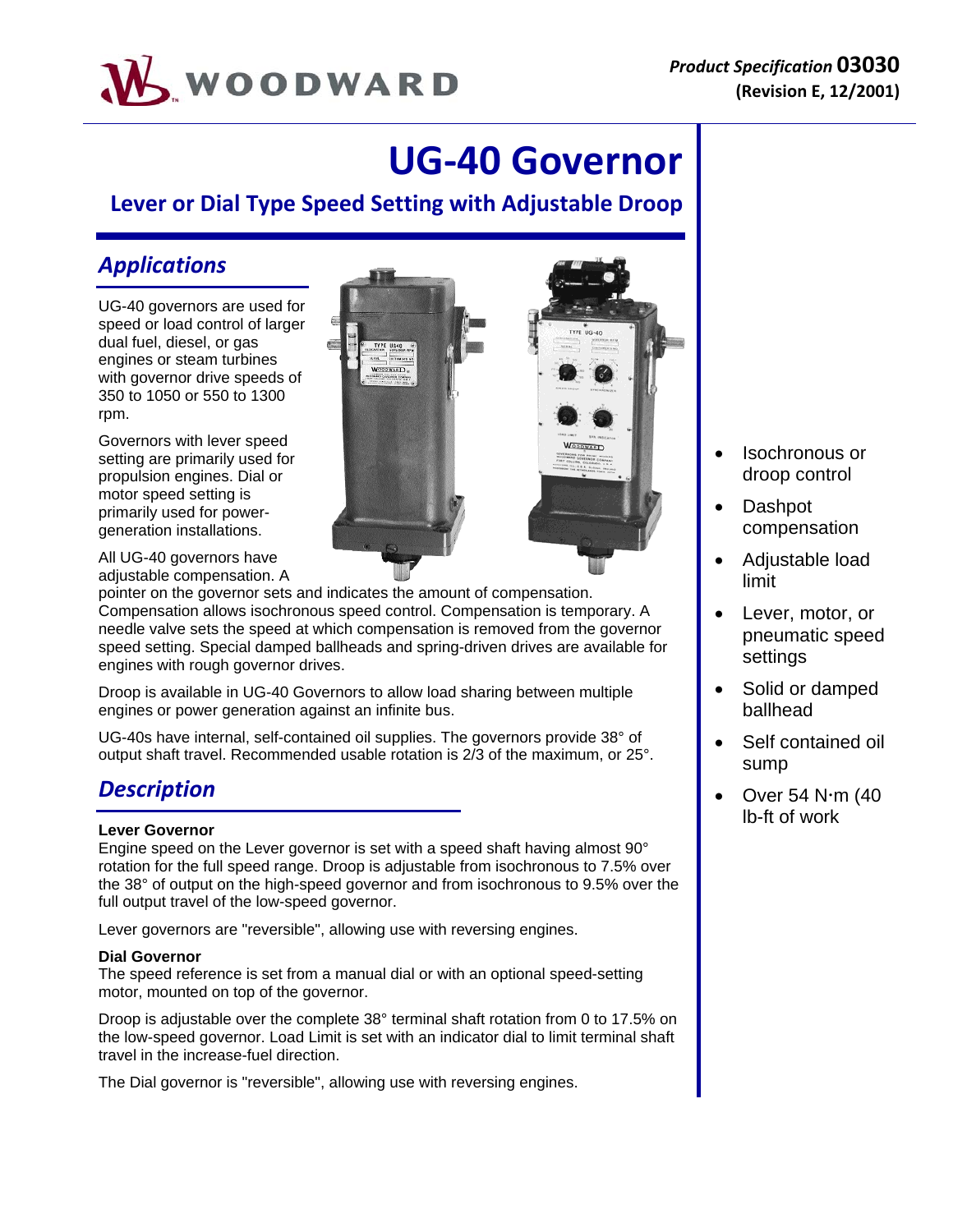Product Specification **03030**
**(Revision E, 12/2001)**

# UG-40 Governor

## Lever or Dial Type Speed Setting with Adjustable Droop

## *Applications*

UG-40 governors are used for speed or load control of larger dual fuel, diesel, or gas engines or steam turbines with governor drive speeds of 350 to 1050 or 550 to 1300 rpm.

Governors with lever speed setting are primarily used for propulsion engines. Dial or motor speed setting is primarily used for power-generation installations.

All UG-40 governors have adjustable compensation. A pointer on the governor sets and indicates the amount of compensation. Compensation allows isochronous speed control. Compensation is temporary. A needle valve sets the speed at which compensation is removed from the governor speed setting. Special damped ballheads and spring-driven drives are available for engines with rough governor drives.

Droop is available in UG-40 Governors to allow load sharing between multiple engines or power generation against an infinite bus.

UG-40s have internal, self-contained oil supplies. The governors provide 38° of output shaft travel. Recommended usable rotation is 2/3 of the maximum, or 25°.

## *Description*

**Lever Governor**
Engine speed on the Lever governor is set with a speed shaft having almost 90° rotation for the full speed range. Droop is adjustable from isochronous to 7.5% over the 38° of output on the high-speed governor and from isochronous to 9.5% over the full output travel of the low-speed governor.

Lever governors are "reversible", allowing use with reversing engines.

**Dial Governor**
The speed reference is set from a manual dial or with an optional speed-setting motor, mounted on top of the governor.

Droop is adjustable over the complete 38° terminal shaft rotation from 0 to 17.5% on the low-speed governor. Load Limit is set with an indicator dial to limit terminal shaft travel in the increase-fuel direction.

The Dial governor is "reversible", allowing use with reversing engines.

- Isochronous or droop control
- Dashpot compensation
- Adjustable load limit
- Lever, motor, or pneumatic speed settings
- Solid or damped ballhead
- Self contained oil sump
- Over 54 N·m (40 lb-ft of work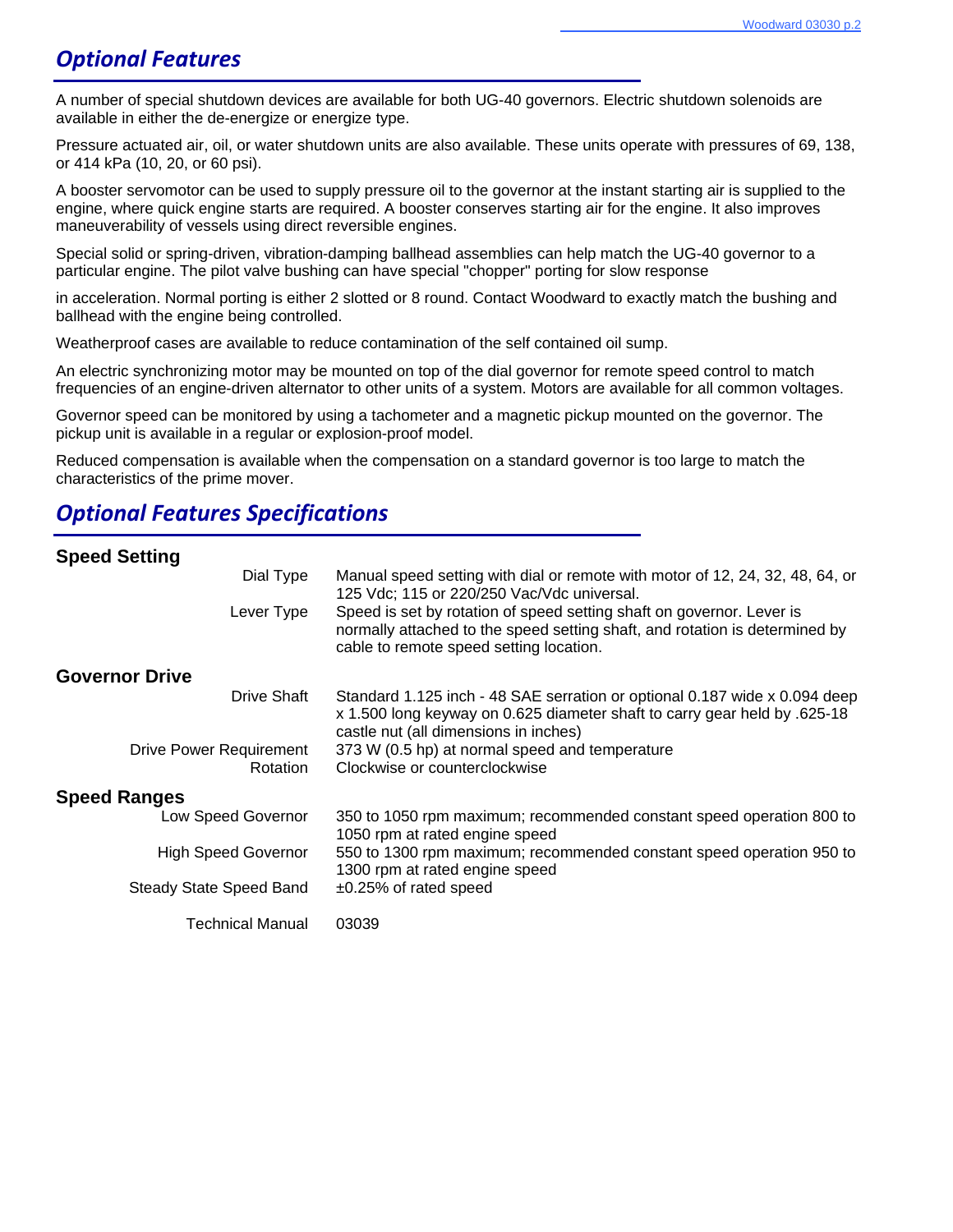## Optional Features

A number of special shutdown devices are available for both UG-40 governors. Electric shutdown solenoids are available in either the de-energize or energize type.

Pressure actuated air, oil, or water shutdown units are also available. These units operate with pressures of 69, 138, or 414 kPa (10, 20, or 60 psi).

A booster servomotor can be used to supply pressure oil to the governor at the instant starting air is supplied to the engine, where quick engine starts are required. A booster conserves starting air for the engine. It also improves maneuverability of vessels using direct reversible engines.

Special solid or spring-driven, vibration-damping ballhead assemblies can help match the UG-40 governor to a particular engine. The pilot valve bushing can have special "chopper" porting for slow response

in acceleration. Normal porting is either 2 slotted or 8 round. Contact Woodward to exactly match the bushing and ballhead with the engine being controlled.

Weatherproof cases are available to reduce contamination of the self contained oil sump.

An electric synchronizing motor may be mounted on top of the dial governor for remote speed control to match frequencies of an engine-driven alternator to other units of a system. Motors are available for all common voltages.

Governor speed can be monitored by using a tachometer and a magnetic pickup mounted on the governor. The pickup unit is available in a regular or explosion-proof model.

Reduced compensation is available when the compensation on a standard governor is too large to match the characteristics of the prime mover.

## Optional Features Specifications

### Speed Setting

| | |
|---|---|
| Dial Type | Manual speed setting with dial or remote with motor of 12, 24, 32, 48, 64, or 125 Vdc; 115 or 220/250 Vac/Vdc universal. |
| Lever Type | Speed is set by rotation of speed setting shaft on governor. Lever is normally attached to the speed setting shaft, and rotation is determined by cable to remote speed setting location. |

### Governor Drive

| | |
|---|---|
| Drive Shaft | Standard 1.125 inch - 48 SAE serration or optional 0.187 wide x 0.094 deep x 1.500 long keyway on 0.625 diameter shaft to carry gear held by .625-18 castle nut (all dimensions in inches) |
| Drive Power Requirement | 373 W (0.5 hp) at normal speed and temperature |
| Rotation | Clockwise or counterclockwise |

### Speed Ranges

| | |
|---|---|
| Low Speed Governor | 350 to 1050 rpm maximum; recommended constant speed operation 800 to 1050 rpm at rated engine speed |
| High Speed Governor | 550 to 1300 rpm maximum; recommended constant speed operation 950 to 1300 rpm at rated engine speed |
| Steady State Speed Band | ±0.25% of rated speed |
| Technical Manual | 03039 |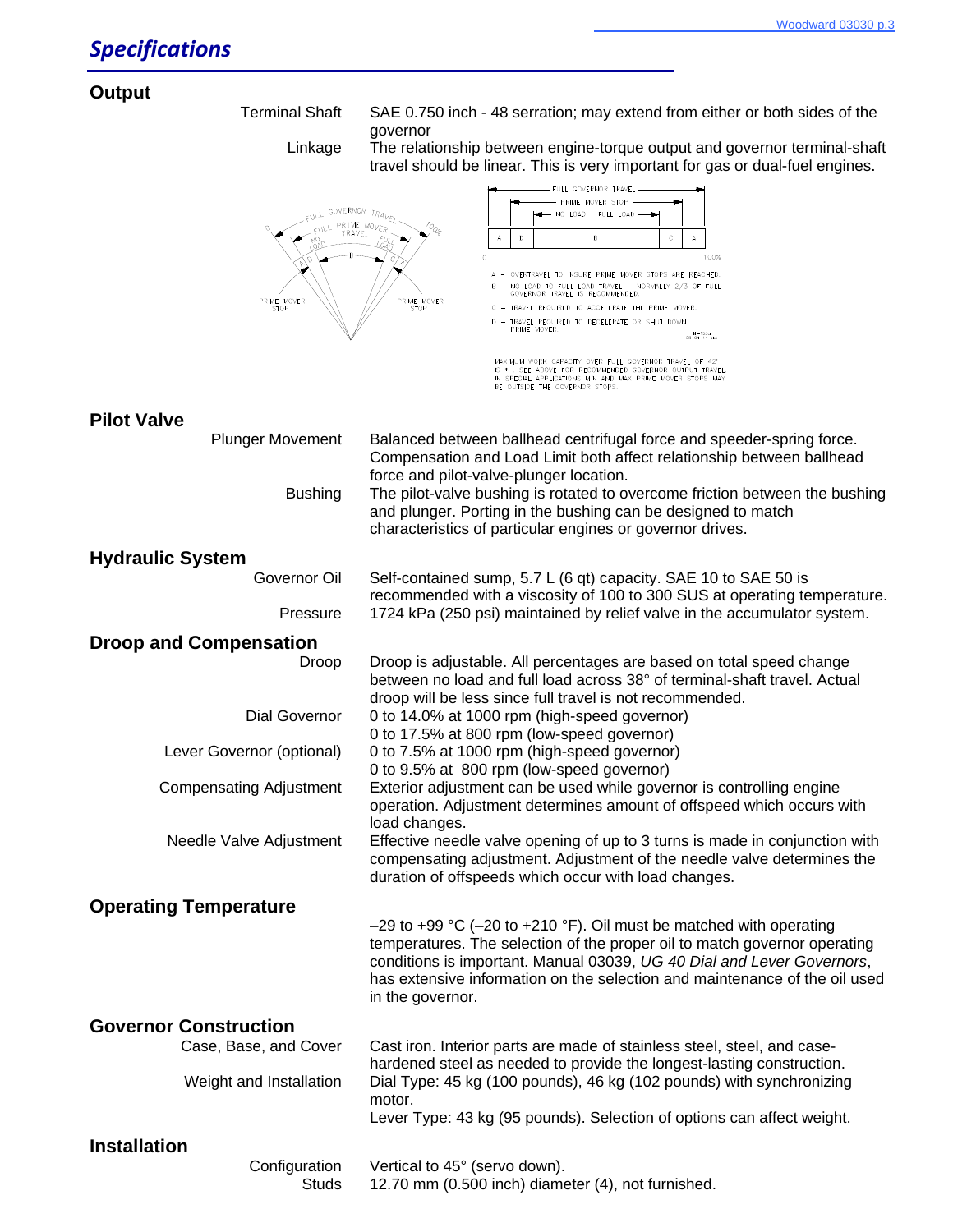## Specifications

### Output

| | |
|---|---|
| Terminal Shaft | SAE 0.750 inch - 48 serration; may extend from either or both sides of the governor |
| Linkage | The relationship between engine-torque output and governor terminal-shaft travel should be linear. This is very important for gas or dual-fuel engines. |

FULL GOVERNOR TRAVEL
PRIME MOVER STOP
NO LOAD FULL LOAD

A – OVERTRAVEL TO INSURE PRIME MOVER STOPS ARE REACHED
B – NO LOAD TO FULL LOAD TRAVEL – NORMALLY 2/3 OF FULL GOVERNOR TRAVEL IS RECOMMENDED
C – TRAVEL REQUIRED TO ACCELERATE THE PRIME MOVER
D – TRAVEL REQUIRED TO DECELERATE OR SHUT DOWN PRIME MOVER

MAXIMUM WORK CAPACITY OVER FULL GOVERNOR TRAVEL OF 42°
B – SEE ABOVE FOR RECOMMENDED GOVERNOR OUTPUT TRAVEL
IN SPECIAL APPLICATIONS MIN AND MAX PRIME MOVER STOPS MAY BE OUTSIDE THE GOVERNOR STOPS.

### Pilot Valve

| | |
|---|---|
| Plunger Movement | Balanced between ballhead centrifugal force and speeder-spring force. Compensation and Load Limit both affect relationship between ballhead force and pilot-valve-plunger location. |
| Bushing | The pilot-valve bushing is rotated to overcome friction between the bushing and plunger. Porting in the bushing can be designed to match characteristics of particular engines or governor drives. |

### Hydraulic System

| | |
|---|---|
| Governor Oil | Self-contained sump, 5.7 L (6 qt) capacity. SAE 10 to SAE 50 is recommended with a viscosity of 100 to 300 SUS at operating temperature. |
| Pressure | 1724 kPa (250 psi) maintained by relief valve in the accumulator system. |

### Droop and Compensation

| | |
|---|---|
| Droop | Droop is adjustable. All percentages are based on total speed change between no load and full load across 38° of terminal-shaft travel. Actual droop will be less since full travel is not recommended. |
| Dial Governor | 0 to 14.0% at 1000 rpm (high-speed governor)<br>0 to 17.5% at 800 rpm (low-speed governor) |
| Lever Governor (optional) | 0 to 7.5% at 1000 rpm (high-speed governor)<br>0 to 9.5% at 800 rpm (low-speed governor) |
| Compensating Adjustment | Exterior adjustment can be used while governor is controlling engine operation. Adjustment determines amount of offspeed which occurs with load changes. |
| Needle Valve Adjustment | Effective needle valve opening of up to 3 turns is made in conjunction with compensating adjustment. Adjustment of the needle valve determines the duration of offspeeds which occur with load changes. |

### Operating Temperature

–29 to +99 °C (–20 to +210 °F). Oil must be matched with operating temperatures. The selection of the proper oil to match governor operating conditions is important. Manual 03039, *UG 40 Dial and Lever Governors*, has extensive information on the selection and maintenance of the oil used in the governor.

### Governor Construction

| | |
|---|---|
| Case, Base, and Cover | Cast iron. Interior parts are made of stainless steel, steel, and case-hardened steel as needed to provide the longest-lasting construction. |
| Weight and Installation | Dial Type: 45 kg (100 pounds), 46 kg (102 pounds) with synchronizing motor.<br>Lever Type: 43 kg (95 pounds). Selection of options can affect weight. |

### Installation

| | |
|---|---|
| Configuration | Vertical to 45° (servo down). |
| Studs | 12.70 mm (0.500 inch) diameter (4), not furnished. |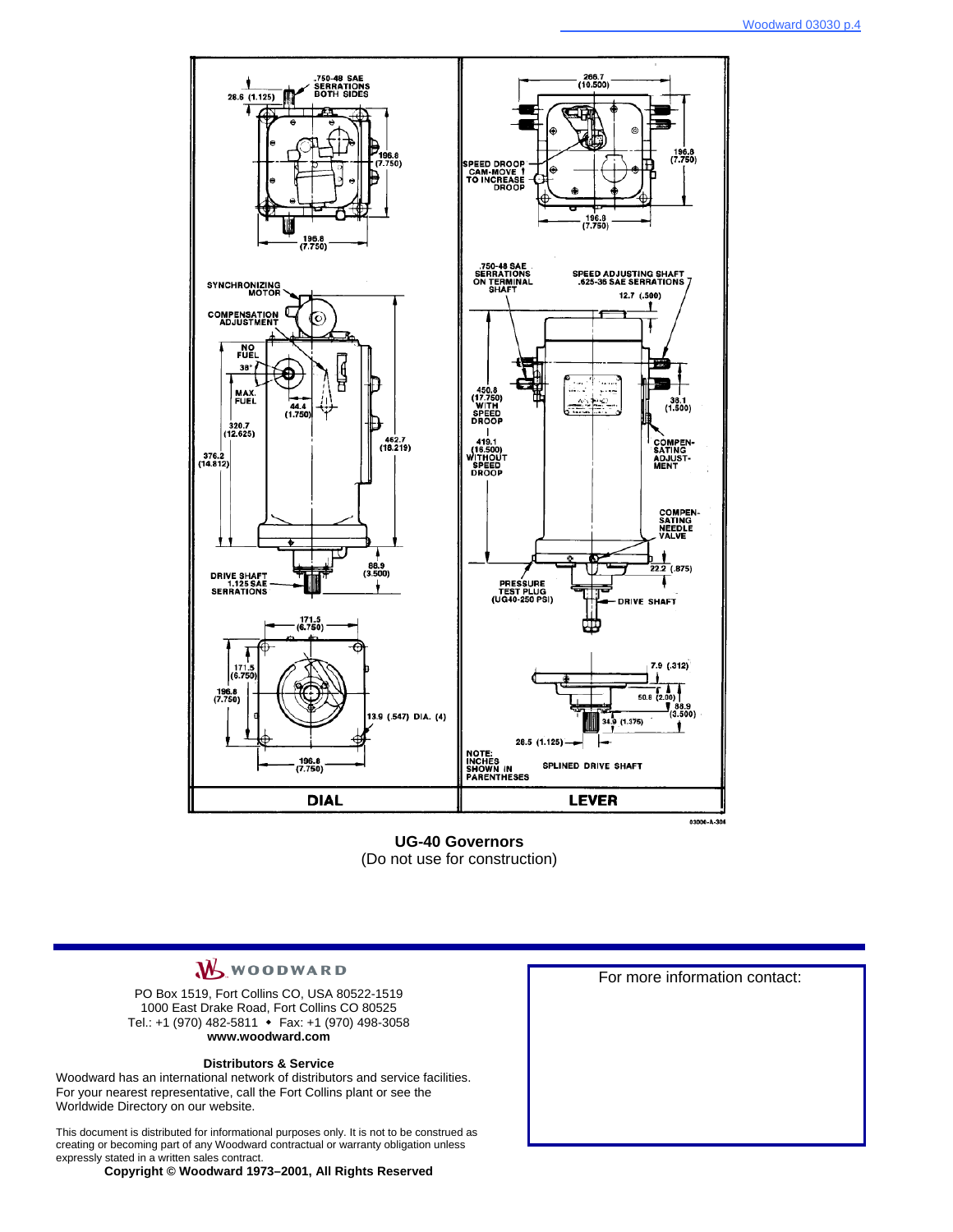DIAL

.750-48 SAE SERRATIONS BOTH SIDES
28.6 (1.125)
196.8 (7.750)
196.8 (7.750)
SYNCHRONIZING MOTOR
COMPENSATION ADJUSTMENT
NO FUEL
38°
MAX. FUEL
44.4 (1.750)
320.7 (12.625)
376.2 (14.812)
462.7 (18.219)
88.9 (3.500)
DRIVE SHAFT 1.125 SAE SERRATIONS
171.5 (6.750)
171.5 (6.750)
196.8 (7.750)
13.9 (.547) DIA. (4)
196.8 (7.750)

LEVER

266.7 (10.500)
196.8 (7.750)
SPEED DROOP CAM-MOVE TO INCREASE DROOP
196.8 (7.750)
.750-48 SAE SERRATIONS ON TERMINAL SHAFT
SPEED ADJUSTING SHAFT .625-36 SAE SERRATIONS
12.7 (.500)
450.8 (17.750) WITH SPEED DROOP
419.1 (16.500) WITHOUT SPEED DROOP
38.1 (1.500)
COMPENSATING ADJUSTMENT
COMPENSATING NEEDLE VALVE
22.2 (.875)
PRESSURE TEST PLUG (UG40-250 PSI)
DRIVE SHAFT
7.9 (.312)
50.8 (2.00)
88.9 (3.500)
34.9 (1.375)
28.5 (1.125)
NOTE: INCHES SHOWN IN PARENTHESES
SPLINED DRIVE SHAFT

03006-A-304

**UG-40 Governors**
(Do not use for construction)

**WOODWARD**

PO Box 1519, Fort Collins CO, USA 80522-1519
1000 East Drake Road, Fort Collins CO 80525
Tel.: +1 (970) 482-5811 • Fax: +1 (970) 498-3058
**www.woodward.com**

**Distributors & Service**

Woodward has an international network of distributors and service facilities. For your nearest representative, call the Fort Collins plant or see the Worldwide Directory on our website.

This document is distributed for informational purposes only. It is not to be construed as creating or becoming part of any Woodward contractual or warranty obligation unless expressly stated in a written sales contract.

**Copyright © Woodward 1973–2001, All Rights Reserved**

For more information contact: